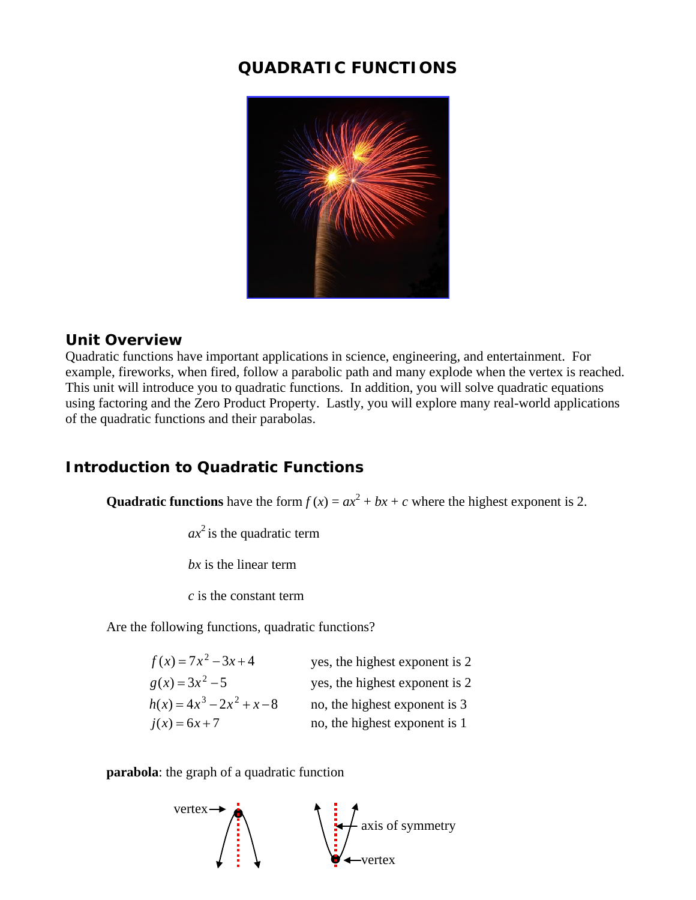# QUADRATIC FUNCTIONS

## Unit Overview

Quadratic functions have important applications in science, engineering, and entertainment. For example, fireworks, when fired, follow a parabolic path and many explode when the vertex is reached. This unit will introduce you to quadratic functions. In addition, you will solve quadratic equations using factoring and the Zero Product Property. Lastly, you will explore many real-world applications of the quadratic functions and their parabolas.

## Introduction to Quadratic Functions

**Quadratic functions** have the form $f(x) = ax^2 + bx + c$ where the highest exponent is 2.

$ax^2$ is the quadratic term

$bx$ is the linear term

$c$ is the constant term

Are the following functions, quadratic functions?

| | |
|---|---|
| $f(x) = 7x^2 - 3x + 4$ | yes, the highest exponent is 2 |
| $g(x) = 3x^2 - 5$ | yes, the highest exponent is 2 |
| $h(x) = 4x^3 - 2x^2 + x - 8$ | no, the highest exponent is 3 |
| $j(x) = 6x + 7$ | no, the highest exponent is 1 |

**parabola**: the graph of a quadratic function

vertex → axis of symmetry → vertex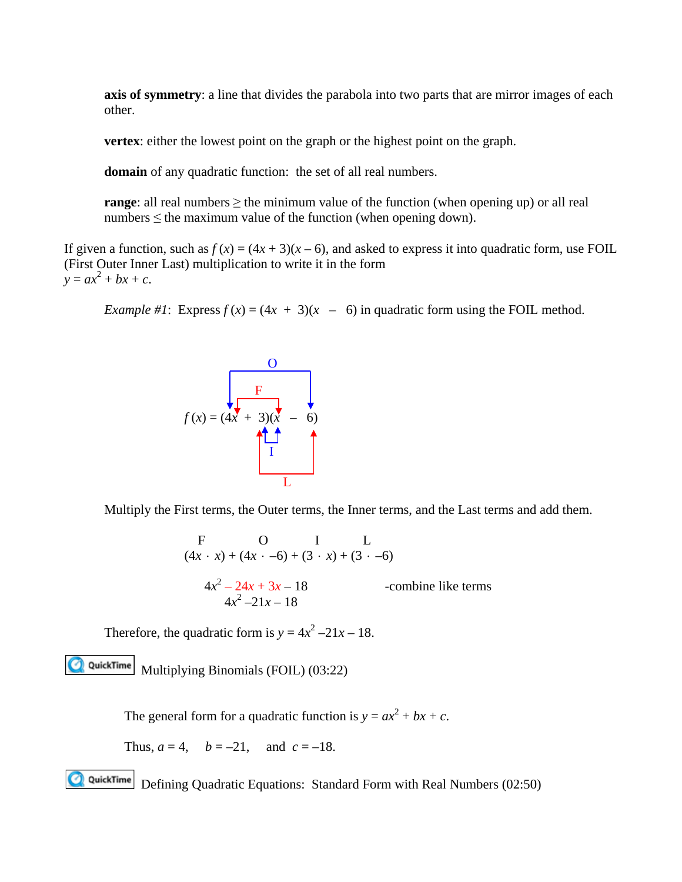**axis of symmetry**: a line that divides the parabola into two parts that are mirror images of each other.

**vertex**: either the lowest point on the graph or the highest point on the graph.

**domain** of any quadratic function: the set of all real numbers.

**range**: all real numbers ≥ the minimum value of the function (when opening up) or all real numbers ≤ the maximum value of the function (when opening down).

If given a function, such as $f(x) = (4x + 3)(x - 6)$, and asked to express it into quadratic form, use FOIL (First Outer Inner Last) multiplication to write it in the form $y = ax^2 + bx + c$.

*Example #1*: Express $f(x) = (4x + 3)(x - 6)$ in quadratic form using the FOIL method.

$$f(x) = (4x + 3)(x - 6)$$

Multiply the First terms, the Outer terms, the Inner terms, and the Last terms and add them.

$$\overset{F}{(4x \cdot x)} + \overset{O}{(4x \cdot -6)} + \overset{I}{(3 \cdot x)} + \overset{L}{(3 \cdot -6)}$$

$4x^2 - 24x + 3x - 18$ -combine like terms

$4x^2 - 21x - 18$

Therefore, the quadratic form is $y = 4x^2 - 21x - 18$.

QuickTime Multiplying Binomials (FOIL) (03:22)

The general form for a quadratic function is $y = ax^2 + bx + c$.

Thus, $a = 4$, $b = -21$, and $c = -18$.

QuickTime Defining Quadratic Equations: Standard Form with Real Numbers (02:50)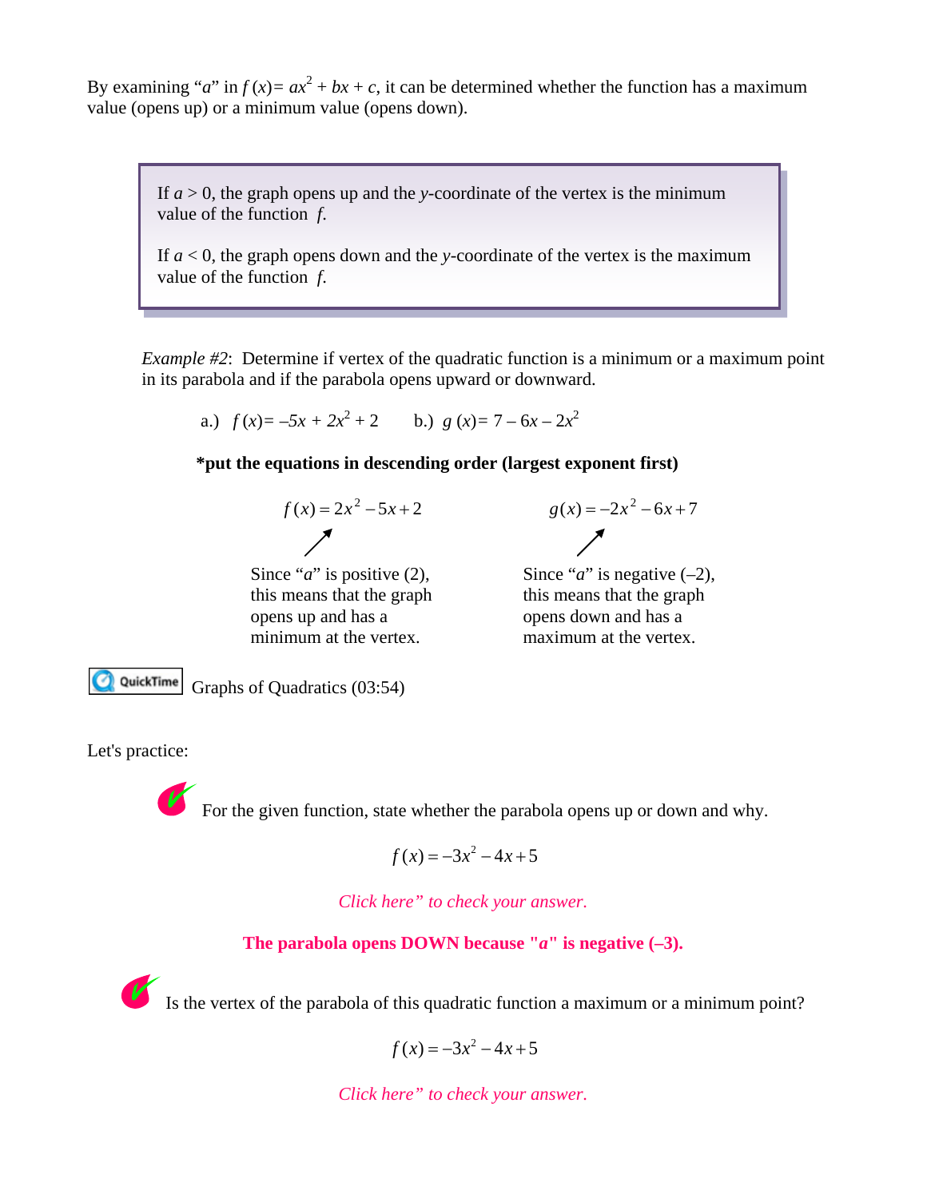By examining "$a$" in $f(x) = ax^2 + bx + c$, it can be determined whether the function has a maximum value (opens up) or a minimum value (opens down).

> If $a > 0$, the graph opens up and the $y$-coordinate of the vertex is the minimum value of the function $f$.
>
> If $a < 0$, the graph opens down and the $y$-coordinate of the vertex is the maximum value of the function $f$.

*Example #2*: Determine if vertex of the quadratic function is a minimum or a maximum point in its parabola and if the parabola opens upward or downward.

a.) $f(x) = -5x + 2x^2 + 2$ b.) $g(x) = 7 - 6x - 2x^2$

**\*put the equations in descending order (largest exponent first)**

$$f(x) = 2x^2 - 5x + 2$$

Since "$a$" is positive (2), this means that the graph opens up and has a minimum at the vertex.

$$g(x) = -2x^2 - 6x + 7$$

Since "$a$" is negative (–2), this means that the graph opens down and has a maximum at the vertex.

QuickTime Graphs of Quadratics (03:54)

Let's practice:

For the given function, state whether the parabola opens up or down and why.

$$f(x) = -3x^2 - 4x + 5$$

*Click here" to check your answer.*

**The parabola opens DOWN because "$a$" is negative (–3).**

Is the vertex of the parabola of this quadratic function a maximum or a minimum point?

$$f(x) = -3x^2 - 4x + 5$$

*Click here" to check your answer.*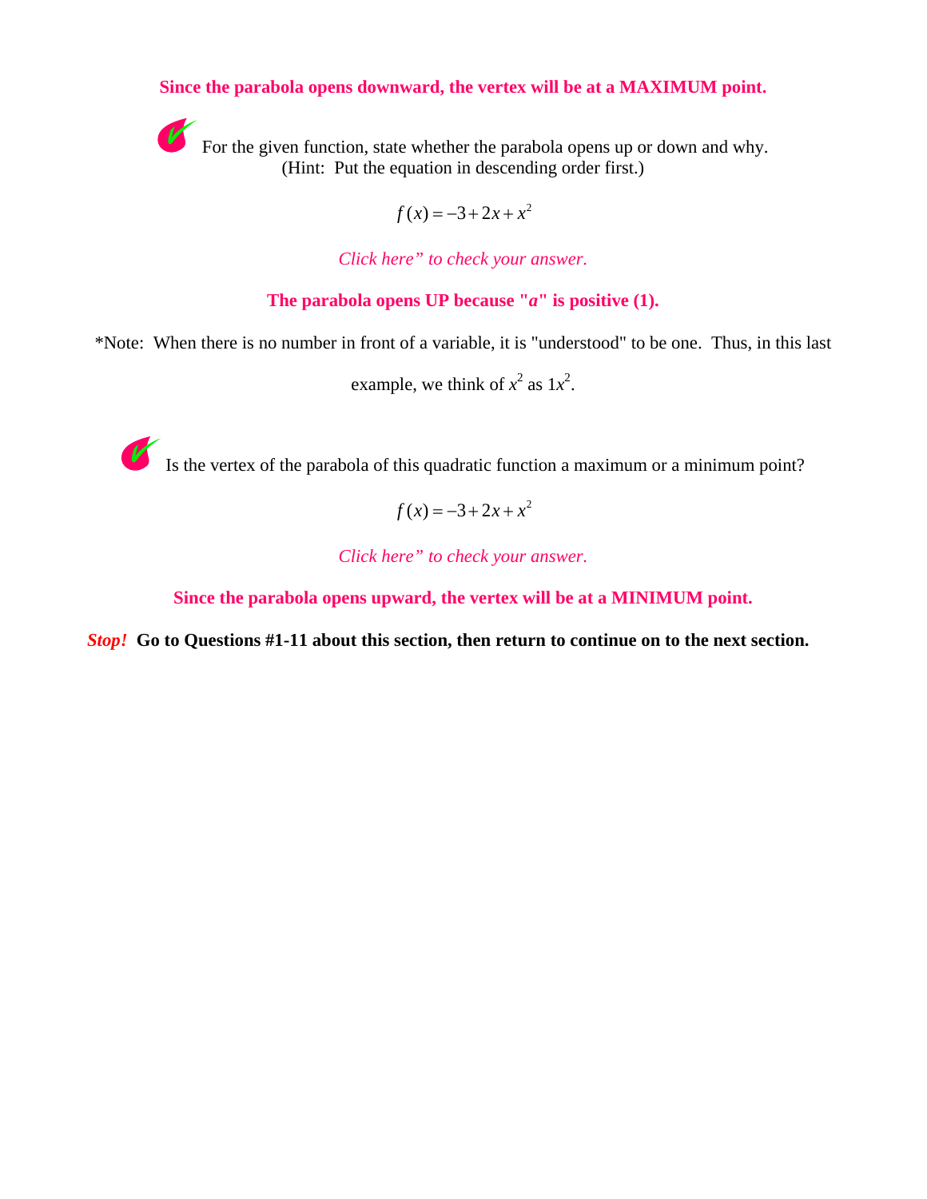**Since the parabola opens downward, the vertex will be at a MAXIMUM point.**

For the given function, state whether the parabola opens up or down and why.
(Hint: Put the equation in descending order first.)

$$f(x) = -3 + 2x + x^2$$

*Click here" to check your answer.*

**The parabola opens UP because "*a*" is positive (1).**

*Note: When there is no number in front of a variable, it is "understood" to be one. Thus, in this last example, we think of $x^2$ as $1x^2$.

Is the vertex of the parabola of this quadratic function a maximum or a minimum point?

$$f(x) = -3 + 2x + x^2$$

*Click here" to check your answer.*

**Since the parabola opens upward, the vertex will be at a MINIMUM point.**

***Stop!*** **Go to Questions #1-11 about this section, then return to continue on to the next section.**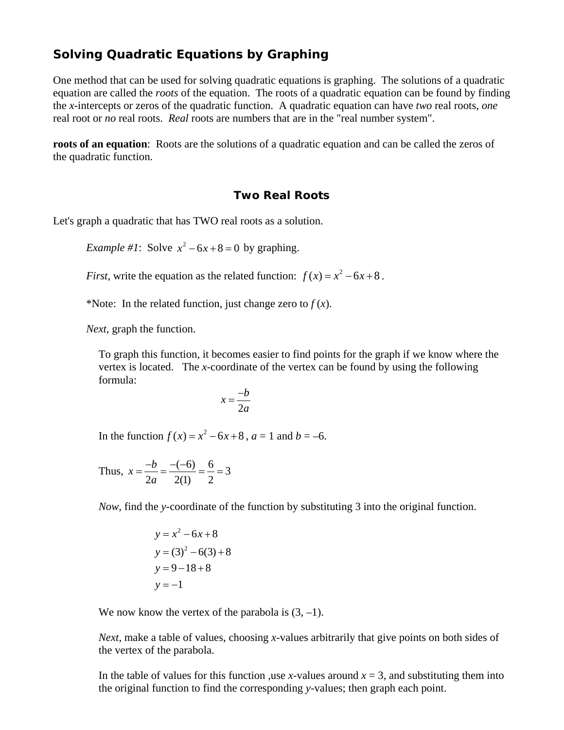## Solving Quadratic Equations by Graphing

One method that can be used for solving quadratic equations is graphing. The solutions of a quadratic equation are called the *roots* of the equation. The roots of a quadratic equation can be found by finding the *x*-intercepts or zeros of the quadratic function. A quadratic equation can have *two* real roots, *one* real root or *no* real roots. *Real* roots are numbers that are in the "real number system".

**roots of an equation**: Roots are the solutions of a quadratic equation and can be called the zeros of the quadratic function.

### Two Real Roots

Let's graph a quadratic that has TWO real roots as a solution.

*Example #1*: Solve $x^2 - 6x + 8 = 0$ by graphing.

*First*, write the equation as the related function: $f(x) = x^2 - 6x + 8$.

*Note: In the related function, just change zero to $f(x)$.

*Next*, graph the function.

To graph this function, it becomes easier to find points for the graph if we know where the vertex is located. The *x*-coordinate of the vertex can be found by using the following formula:

$$x = \frac{-b}{2a}$$

In the function $f(x) = x^2 - 6x + 8$, $a = 1$ and $b = -6$.

Thus, $x = \frac{-b}{2a} = \frac{-(-6)}{2(1)} = \frac{6}{2} = 3$

*Now*, find the *y*-coordinate of the function by substituting 3 into the original function.

$$y = x^2 - 6x + 8$$
$$y = (3)^2 - 6(3) + 8$$
$$y = 9 - 18 + 8$$
$$y = -1$$

We now know the vertex of the parabola is (3, –1).

*Next*, make a table of values, choosing *x*-values arbitrarily that give points on both sides of the vertex of the parabola.

In the table of values for this function ,use *x*-values around $x = 3$, and substituting them into the original function to find the corresponding *y*-values; then graph each point.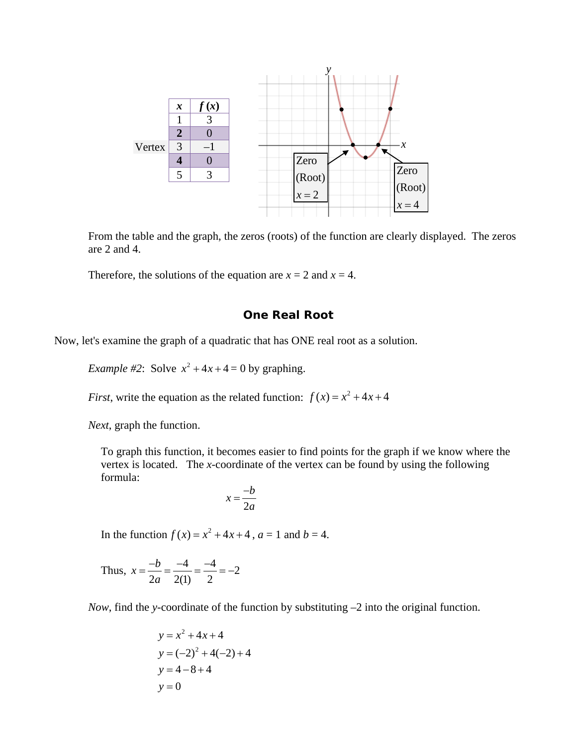| $x$ | $f(x)$ |
|---|---|
| 1 | 3 |
| **2** | 0 |
| 3 (Vertex) | –1 |
| **4** | 0 |
| 5 | 3 |

From the table and the graph, the zeros (roots) of the function are clearly displayed. The zeros are 2 and 4.

Therefore, the solutions of the equation are $x = 2$ and $x = 4$.

## One Real Root

Now, let's examine the graph of a quadratic that has ONE real root as a solution.

*Example #2*: Solve $x^2 + 4x + 4 = 0$ by graphing.

*First*, write the equation as the related function: $f(x) = x^2 + 4x + 4$

*Next*, graph the function.

To graph this function, it becomes easier to find points for the graph if we know where the vertex is located. The $x$-coordinate of the vertex can be found by using the following formula:

$$x = \frac{-b}{2a}$$

In the function $f(x) = x^2 + 4x + 4$, $a = 1$ and $b = 4$.

Thus, $x = \frac{-b}{2a} = \frac{-4}{2(1)} = \frac{-4}{2} = -2$

*Now*, find the $y$-coordinate of the function by substituting –2 into the original function.

$$y = x^2 + 4x + 4$$
$$y = (-2)^2 + 4(-2) + 4$$
$$y = 4 - 8 + 4$$
$$y = 0$$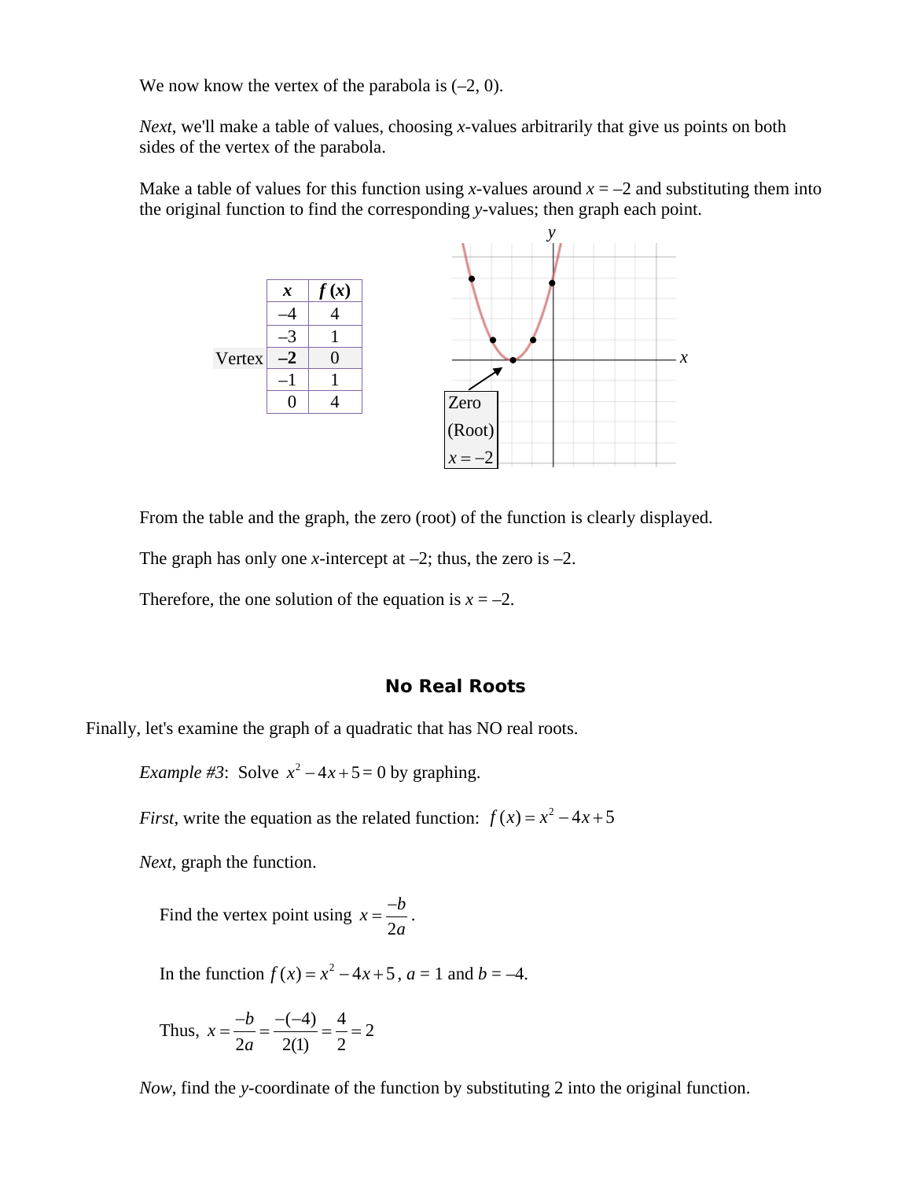We now know the vertex of the parabola is (–2, 0).

*Next*, we'll make a table of values, choosing $x$-values arbitrarily that give us points on both sides of the vertex of the parabola.

Make a table of values for this function using $x$-values around $x = –2$ and substituting them into the original function to find the corresponding $y$-values; then graph each point.

| | $x$ | $f(x)$ |
|---|---|---|
| | –4 | 4 |
| | –3 | 1 |
| Vertex | **–2** | 0 |
| | –1 | 1 |
| | 0 | 4 |

Zero (Root) $x = -2$

From the table and the graph, the zero (root) of the function is clearly displayed.

The graph has only one $x$-intercept at –2; thus, the zero is –2.

Therefore, the one solution of the equation is $x = –2$.

## No Real Roots

Finally, let's examine the graph of a quadratic that has NO real roots.

*Example #3*: Solve $x^2 - 4x + 5 = 0$ by graphing.

*First*, write the equation as the related function: $f(x) = x^2 - 4x + 5$

*Next*, graph the function.

Find the vertex point using $x = \frac{-b}{2a}$.

In the function $f(x) = x^2 - 4x + 5$, $a = 1$ and $b = –4$.

Thus, $x = \frac{-b}{2a} = \frac{-(-4)}{2(1)} = \frac{4}{2} = 2$

*Now*, find the $y$-coordinate of the function by substituting 2 into the original function.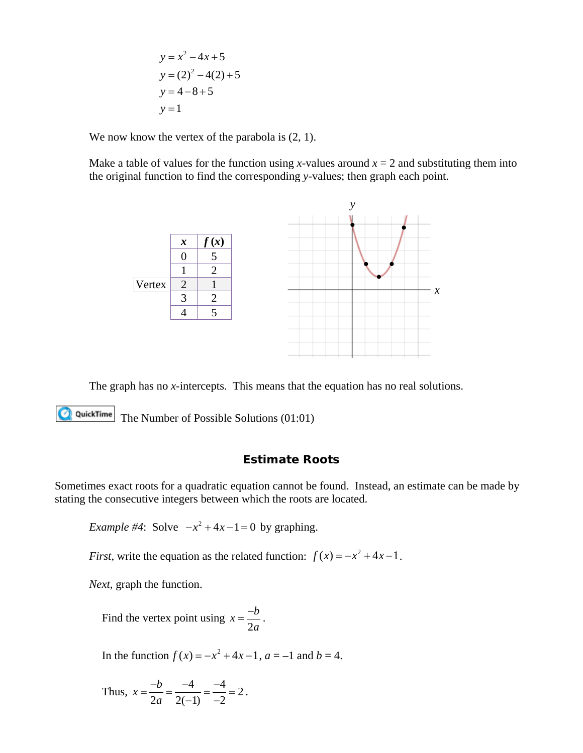$$y = x^2 - 4x + 5$$
$$y = (2)^2 - 4(2) + 5$$
$$y = 4 - 8 + 5$$
$$y = 1$$

We now know the vertex of the parabola is (2, 1).

Make a table of values for the function using $x$-values around $x = 2$ and substituting them into the original function to find the corresponding $y$-values; then graph each point.

| | $x$ | $f(x)$ |
|---|---|---|
| | 0 | 5 |
| | 1 | 2 |
| Vertex | 2 | 1 |
| | 3 | 2 |
| | 4 | 5 |

The graph has no $x$-intercepts. This means that the equation has no real solutions.

QuickTime The Number of Possible Solutions (01:01)

## Estimate Roots

Sometimes exact roots for a quadratic equation cannot be found. Instead, an estimate can be made by stating the consecutive integers between which the roots are located.

*Example #4*: Solve $-x^2 + 4x - 1 = 0$ by graphing.

*First*, write the equation as the related function: $f(x) = -x^2 + 4x - 1$.

*Next*, graph the function.

Find the vertex point using $x = \frac{-b}{2a}$.

In the function $f(x) = -x^2 + 4x - 1$, $a = -1$ and $b = 4$.

Thus, $x = \frac{-b}{2a} = \frac{-4}{2(-1)} = \frac{-4}{-2} = 2$.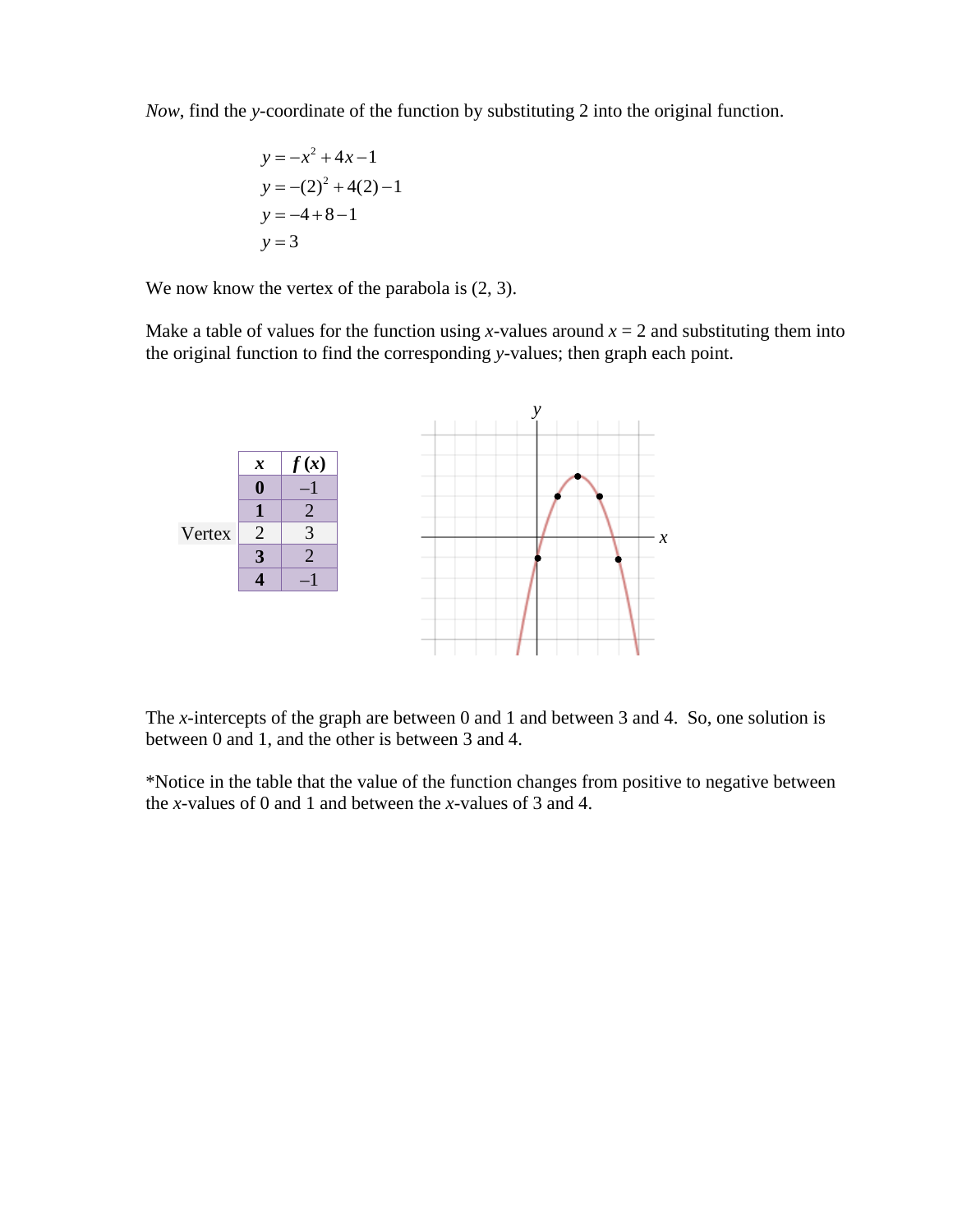*Now*, find the $y$-coordinate of the function by substituting 2 into the original function.

$$y = -x^2 + 4x - 1$$
$$y = -(2)^2 + 4(2) - 1$$
$$y = -4 + 8 - 1$$
$$y = 3$$

We now know the vertex of the parabola is (2, 3).

Make a table of values for the function using $x$-values around $x = 2$ and substituting them into the original function to find the corresponding $y$-values; then graph each point.

| | $x$ | $f(x)$ |
|---|---|---|
| | **0** | –1 |
| | **1** | 2 |
| Vertex | 2 | 3 |
| | **3** | 2 |
| | **4** | –1 |

The $x$-intercepts of the graph are between 0 and 1 and between 3 and 4. So, one solution is between 0 and 1, and the other is between 3 and 4.

*Notice in the table that the value of the function changes from positive to negative between the $x$-values of 0 and 1 and between the $x$-values of 3 and 4.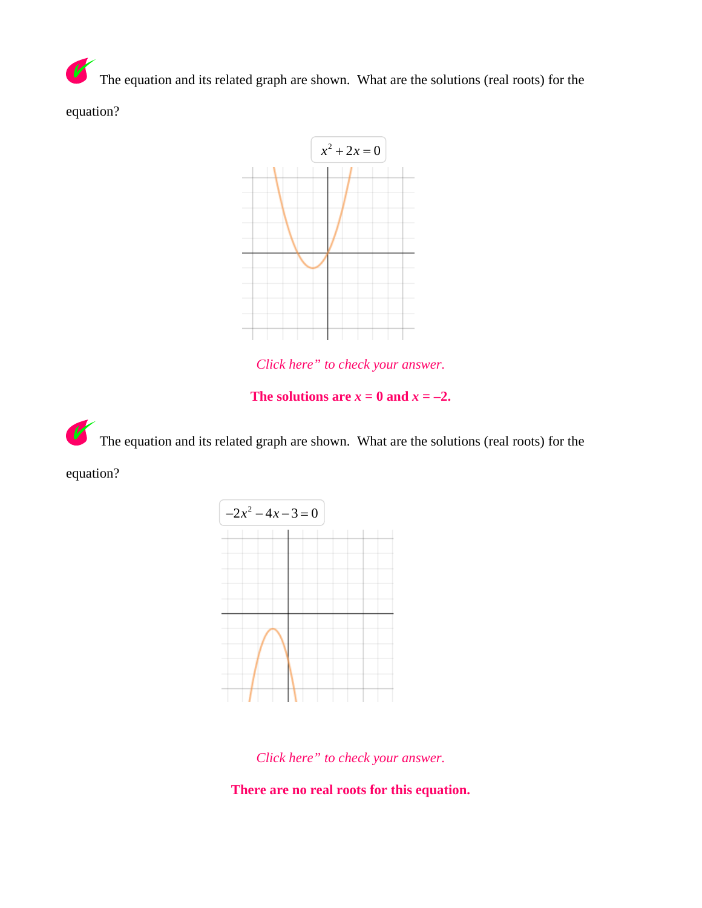The equation and its related graph are shown. What are the solutions (real roots) for the equation?

$$x^2 + 2x = 0$$

*Click here" to check your answer.*

**The solutions are $x$ = 0 and $x$ = –2.**

The equation and its related graph are shown. What are the solutions (real roots) for the equation?

$$-2x^2 - 4x - 3 = 0$$

*Click here" to check your answer.*

**There are no real roots for this equation.**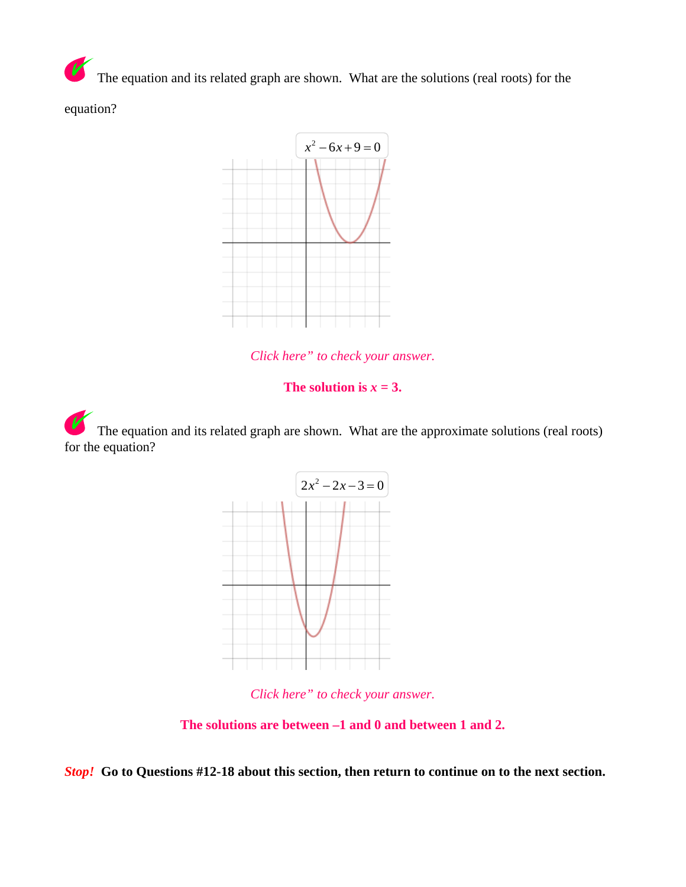The equation and its related graph are shown. What are the solutions (real roots) for the equation?

$$x^2 - 6x + 9 = 0$$

*Click here" to check your answer.*

**The solution is $x = 3$.**

The equation and its related graph are shown. What are the approximate solutions (real roots) for the equation?

$$2x^2 - 2x - 3 = 0$$

*Click here" to check your answer.*

**The solutions are between –1 and 0 and between 1 and 2.**

***Stop!*** **Go to Questions #12-18 about this section, then return to continue on to the next section.**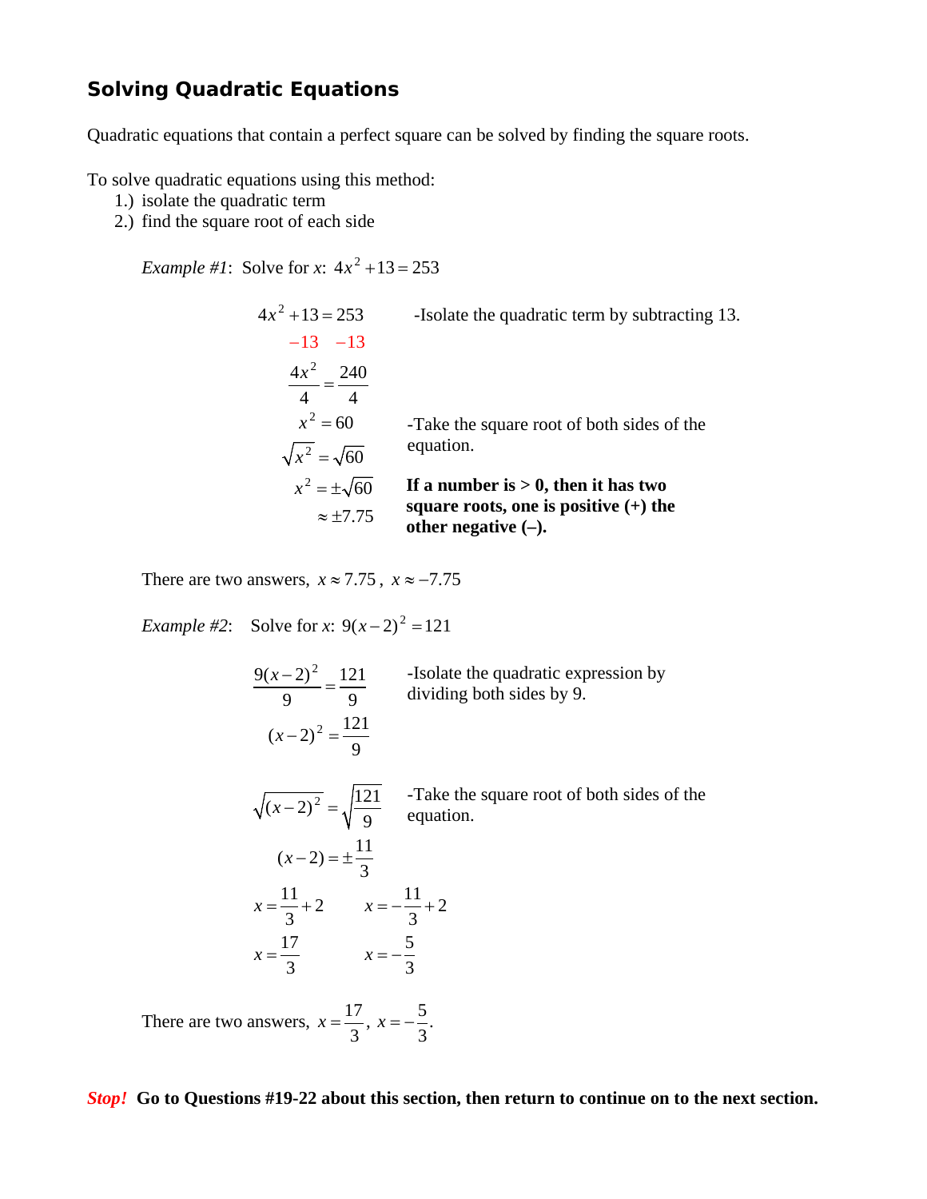## Solving Quadratic Equations

Quadratic equations that contain a perfect square can be solved by finding the square roots.

To solve quadratic equations using this method:

1.) isolate the quadratic term
2.) find the square root of each side

*Example #1*: Solve for *x*: $4x^2 + 13 = 253$

$$4x^2 + 13 = 253$$

-Isolate the quadratic term by subtracting 13.

$$-13 \quad -13$$

$$\frac{4x^2}{4} = \frac{240}{4}$$

$$x^2 = 60$$

-Take the square root of both sides of the equation.

$$\sqrt{x^2} = \sqrt{60}$$

$$x^2 = \pm\sqrt{60}$$

$$\approx \pm 7.75$$

**If a number is > 0, then it has two square roots, one is positive (+) the other negative (–).**

There are two answers, $x \approx 7.75$, $x \approx -7.75$

*Example #2*: Solve for *x*: $9(x-2)^2 = 121$

$$\frac{9(x-2)^2}{9} = \frac{121}{9}$$

-Isolate the quadratic expression by dividing both sides by 9.

$$(x-2)^2 = \frac{121}{9}$$

$$\sqrt{(x-2)^2} = \sqrt{\frac{121}{9}}$$

-Take the square root of both sides of the equation.

$$(x-2) = \pm\frac{11}{3}$$

$$x = \frac{11}{3} + 2 \qquad x = -\frac{11}{3} + 2$$

$$x = \frac{17}{3} \qquad x = -\frac{5}{3}$$

There are two answers, $x = \frac{17}{3}$, $x = -\frac{5}{3}$.

***Stop!*** **Go to Questions #19-22 about this section, then return to continue on to the next section.**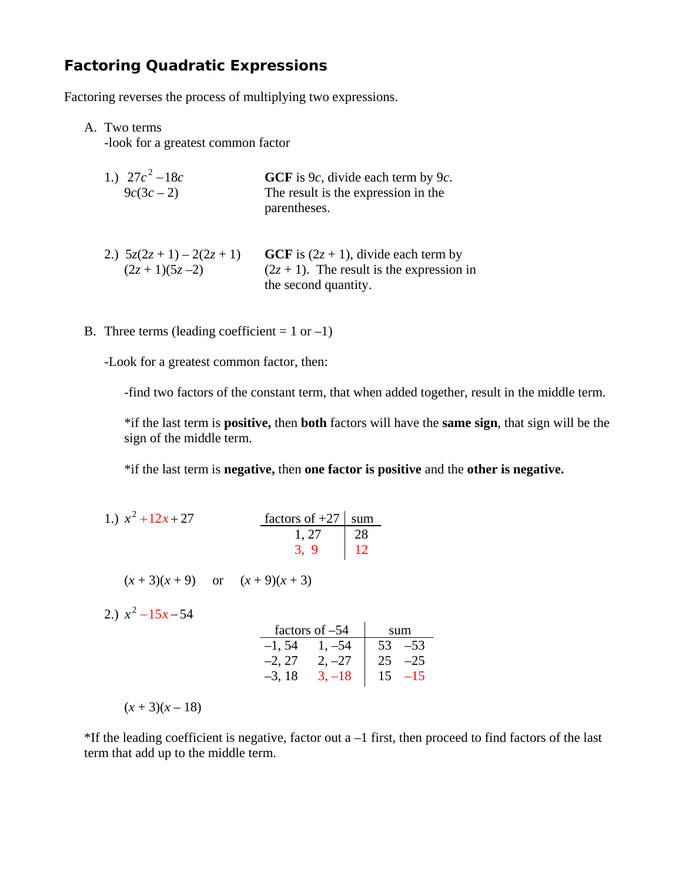## Factoring Quadratic Expressions

Factoring reverses the process of multiplying two expressions.

A. Two terms
   -look for a greatest common factor

1.) $27c^2 - 18c$
    $9c(3c - 2)$

**GCF** is $9c$, divide each term by $9c$. The result is the expression in the parentheses.

2.) $5z(2z + 1) - 2(2z + 1)$
    $(2z + 1)(5z - 2)$

**GCF** is $(2z + 1)$, divide each term by $(2z + 1)$. The result is the expression in the second quantity.

B. Three terms (leading coefficient = 1 or –1)

-Look for a greatest common factor, then:

-find two factors of the constant term, that when added together, result in the middle term.

*if the last term is **positive,** then **both** factors will have the **same sign**, that sign will be the sign of the middle term.

*if the last term is **negative,** then **one factor is positive** and the **other is negative.**

1.) $x^2 + 12x + 27$

| factors of +27 | sum |
|---|---|
| 1, 27 | 28 |
| 3, 9 | 12 |

$(x + 3)(x + 9)$ or $(x + 9)(x + 3)$

2.) $x^2 - 15x - 54$

| factors of –54 | | sum | |
|---|---|---|---|
| –1, 54 | 1, –54 | 53 | –53 |
| –2, 27 | 2, –27 | 25 | –25 |
| –3, 18 | 3, –18 | 15 | –15 |

$(x + 3)(x - 18)$

*If the leading coefficient is negative, factor out a –1 first, then proceed to find factors of the last term that add up to the middle term.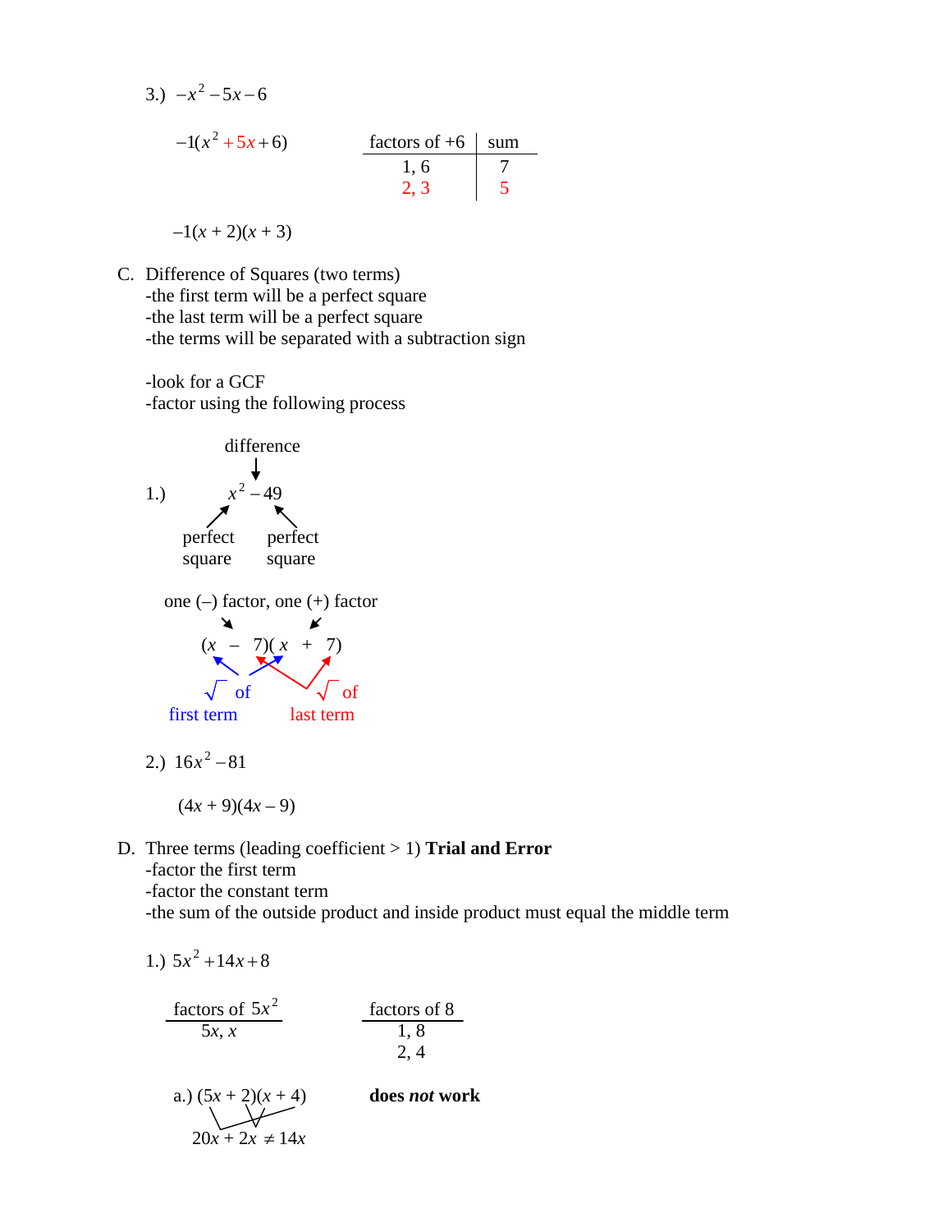3.) $-x^2 - 5x - 6$

$-1(x^2 + 5x + 6)$

| factors of +6 | sum |
|---|---|
| 1, 6 | 7 |
| 2, 3 | 5 |

$-1(x + 2)(x + 3)$

C. Difference of Squares (two terms)
-the first term will be a perfect square
-the last term will be a perfect square
-the terms will be separated with a subtraction sign

-look for a GCF
-factor using the following process

1.) $x^2 - 49$

difference (the subtraction sign); $x^2$: perfect square; $49$: perfect square

one (–) factor, one (+) factor

$(x - 7)(x + 7)$

$\sqrt{\ }$ of first term; $\sqrt{\ }$ of last term

2.) $16x^2 - 81$

$(4x + 9)(4x - 9)$

D. Three terms (leading coefficient > 1) **Trial and Error**
-factor the first term
-factor the constant term
-the sum of the outside product and inside product must equal the middle term

1.) $5x^2 + 14x + 8$

| factors of $5x^2$ |
|---|
| $5x$, $x$ |

| factors of 8 |
|---|
| 1, 8 |
| 2, 4 |

a.) $(5x + 2)(x + 4)$ **does *not* work**

$20x + 2x \neq 14x$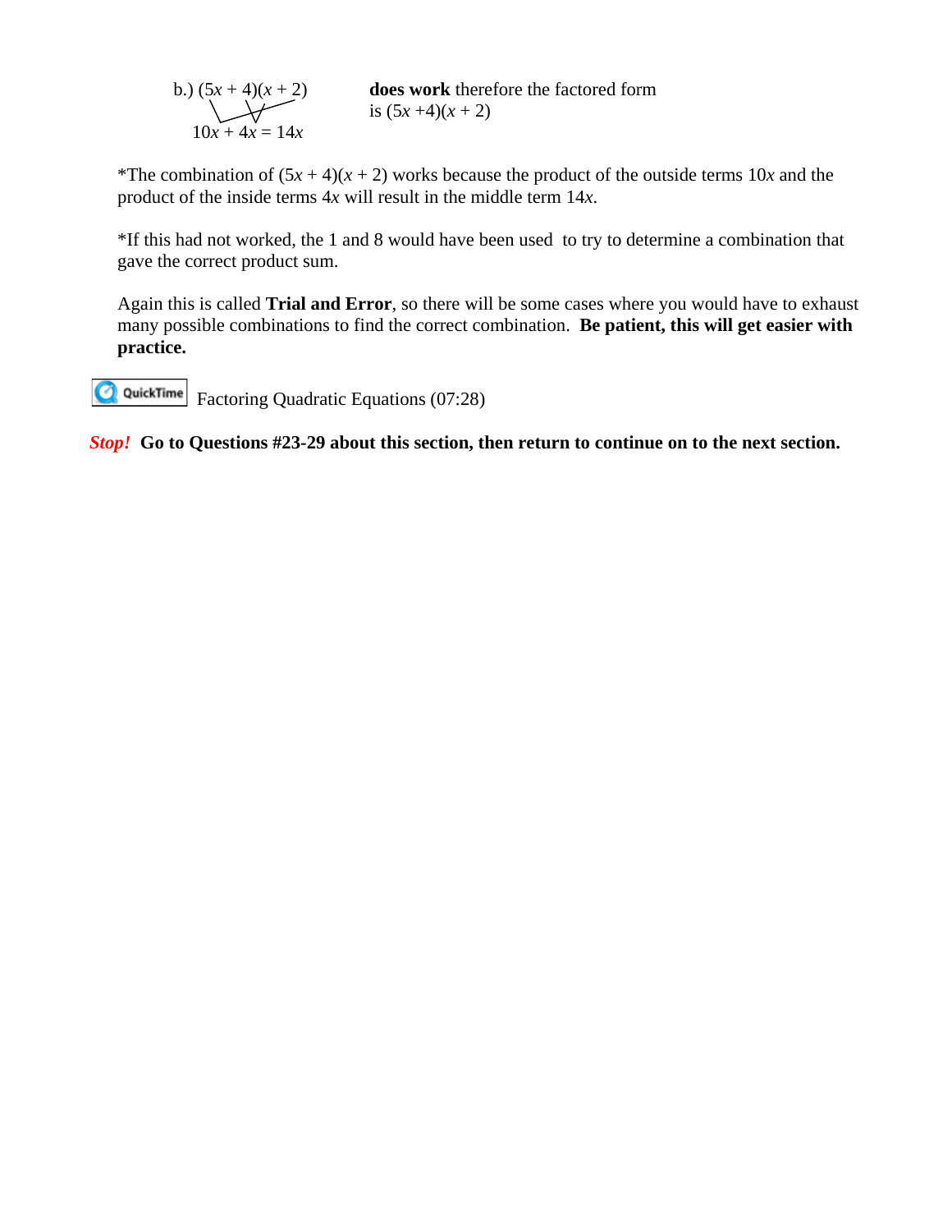b.) $(5x + 4)(x + 2)$ **does work** therefore the factored form is $(5x + 4)(x + 2)$

$$10x + 4x = 14x$$

*The combination of $(5x + 4)(x + 2)$ works because the product of the outside terms $10x$ and the product of the inside terms $4x$ will result in the middle term $14x$.

*If this had not worked, the 1 and 8 would have been used to try to determine a combination that gave the correct product sum.

Again this is called **Trial and Error**, so there will be some cases where you would have to exhaust many possible combinations to find the correct combination. **Be patient, this will get easier with practice.**

QuickTime Factoring Quadratic Equations (07:28)

***Stop!*** **Go to Questions #23-29 about this section, then return to continue on to the next section.**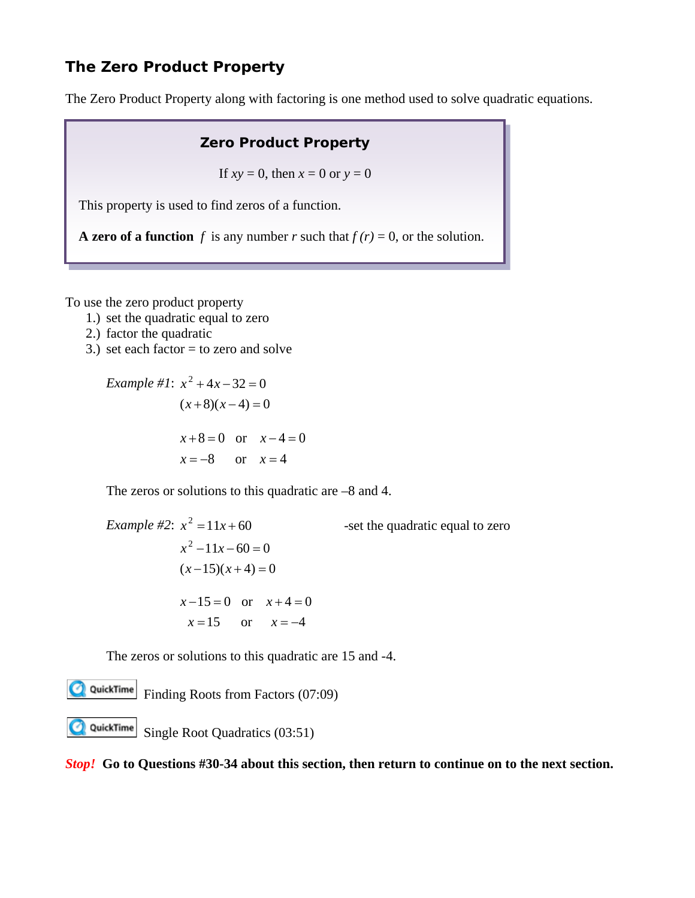## The Zero Product Property

The Zero Product Property along with factoring is one method used to solve quadratic equations.

> **Zero Product Property**
>
> If $xy = 0$, then $x = 0$ or $y = 0$
>
> This property is used to find zeros of a function.
>
> **A zero of a function** $f$ is any number $r$ such that $f(r) = 0$, or the solution.

To use the zero product property

1.) set the quadratic equal to zero
2.) factor the quadratic
3.) set each factor = to zero and solve

*Example #1*: $x^2 + 4x - 32 = 0$

$$(x+8)(x-4) = 0$$

$$x + 8 = 0 \quad \text{or} \quad x - 4 = 0$$

$$x = -8 \quad \text{or} \quad x = 4$$

The zeros or solutions to this quadratic are –8 and 4.

*Example #2*: $x^2 = 11x + 60$ -set the quadratic equal to zero

$$x^2 - 11x - 60 = 0$$

$$(x-15)(x+4) = 0$$

$$x - 15 = 0 \quad \text{or} \quad x + 4 = 0$$

$$x = 15 \quad \text{or} \quad x = -4$$

The zeros or solutions to this quadratic are 15 and -4.

QuickTime Finding Roots from Factors (07:09)

QuickTime Single Root Quadratics (03:51)

***Stop!*** **Go to Questions #30-34 about this section, then return to continue on to the next section.**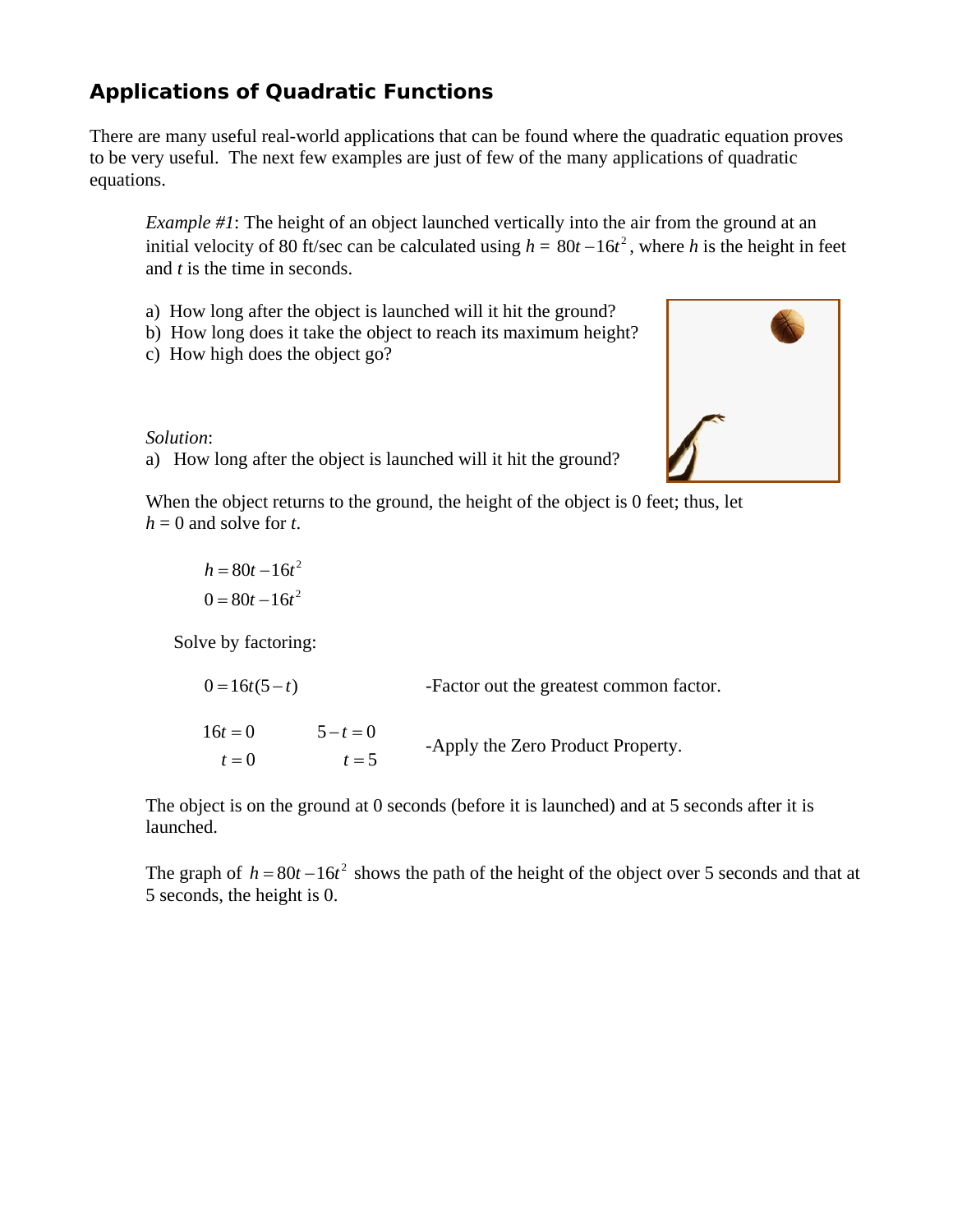## Applications of Quadratic Functions

There are many useful real-world applications that can be found where the quadratic equation proves to be very useful. The next few examples are just of few of the many applications of quadratic equations.

*Example #1*: The height of an object launched vertically into the air from the ground at an initial velocity of 80 ft/sec can be calculated using $h = 80t - 16t^2$, where $h$ is the height in feet and $t$ is the time in seconds.

a) How long after the object is launched will it hit the ground?
b) How long does it take the object to reach its maximum height?
c) How high does the object go?

*Solution*:
a) How long after the object is launched will it hit the ground?

When the object returns to the ground, the height of the object is 0 feet; thus, let $h = 0$ and solve for $t$.

$$h = 80t - 16t^2$$
$$0 = 80t - 16t^2$$

Solve by factoring:

$0 = 16t(5 - t)$ -Factor out the greatest common factor.

$16t = 0 \qquad 5 - t = 0$
$t = 0 \qquad\quad t = 5$ -Apply the Zero Product Property.

The object is on the ground at 0 seconds (before it is launched) and at 5 seconds after it is launched.

The graph of $h = 80t - 16t^2$ shows the path of the height of the object over 5 seconds and that at 5 seconds, the height is 0.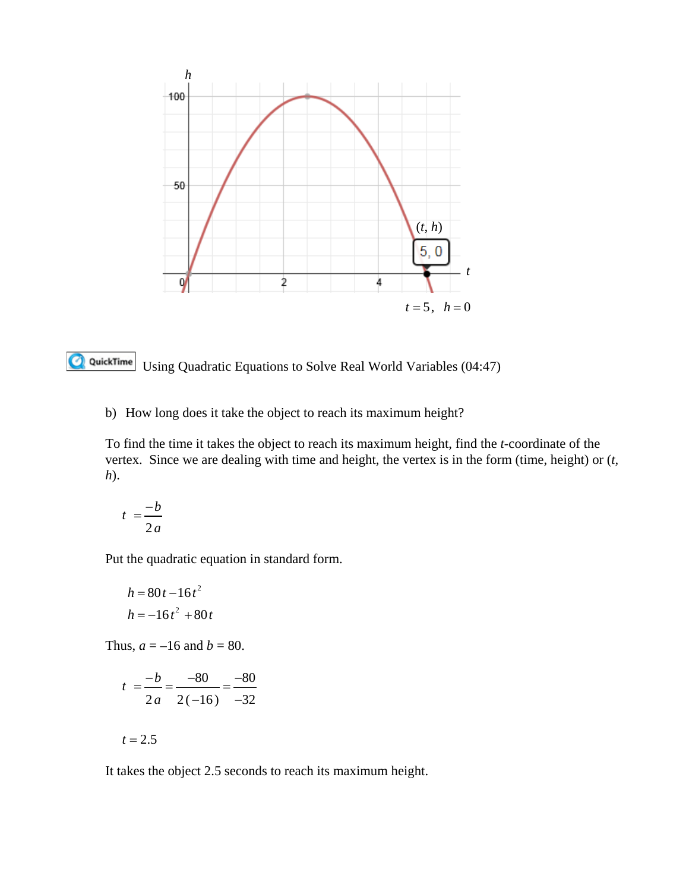$t = 5, \quad h = 0$

QuickTime Using Quadratic Equations to Solve Real World Variables (04:47)

b) How long does it take the object to reach its maximum height?

To find the time it takes the object to reach its maximum height, find the *t*-coordinate of the vertex. Since we are dealing with time and height, the vertex is in the form (time, height) or (*t*, *h*).

$$t = \frac{-b}{2a}$$

Put the quadratic equation in standard form.

$$h = 80t - 16t^2$$
$$h = -16t^2 + 80t$$

Thus, $a = -16$ and $b = 80$.

$$t = \frac{-b}{2a} = \frac{-80}{2(-16)} = \frac{-80}{-32}$$

$$t = 2.5$$

It takes the object 2.5 seconds to reach its maximum height.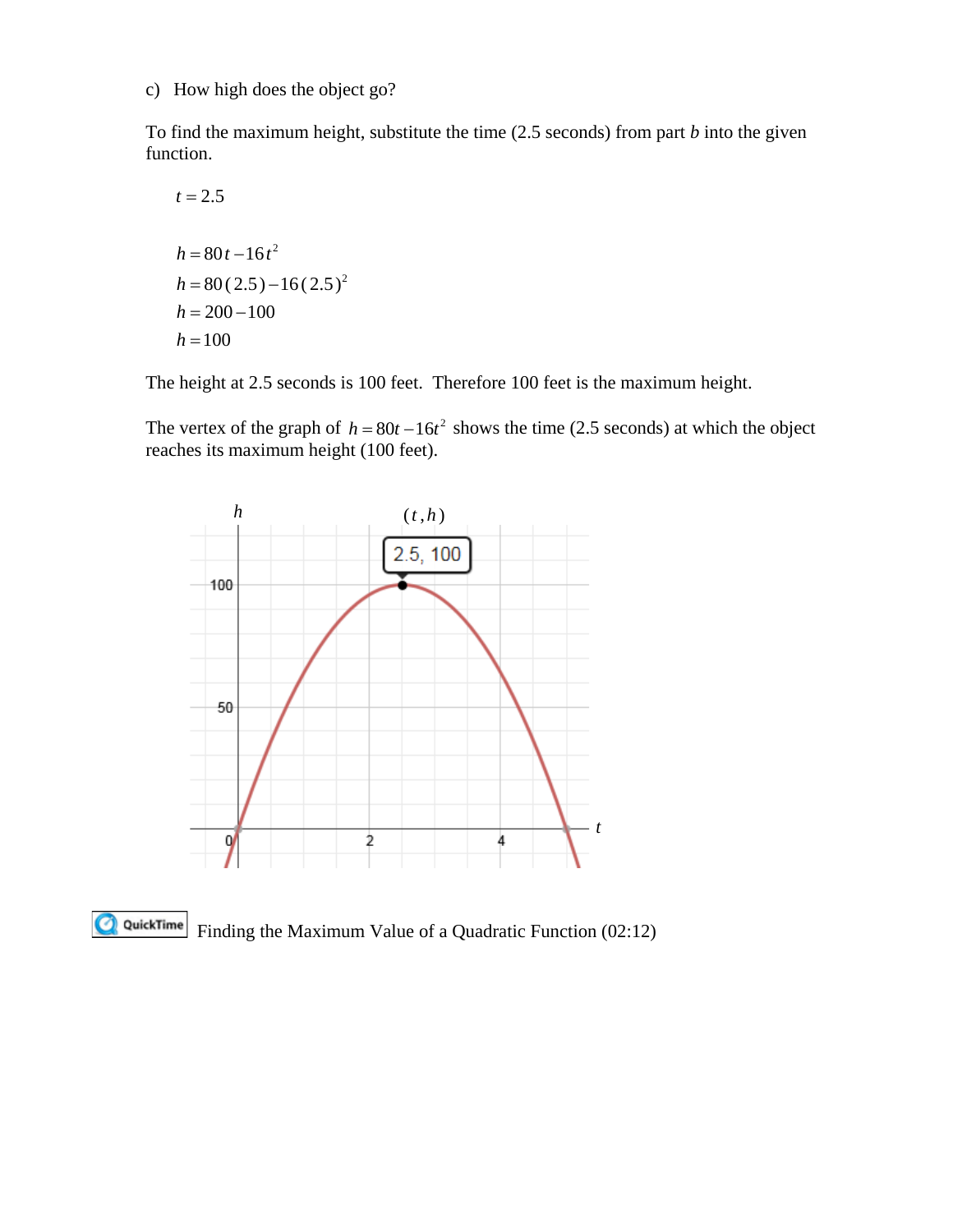c) How high does the object go?

To find the maximum height, substitute the time (2.5 seconds) from part *b* into the given function.

$$t = 2.5$$

$$h = 80t - 16t^2$$
$$h = 80(2.5) - 16(2.5)^2$$
$$h = 200 - 100$$
$$h = 100$$

The height at 2.5 seconds is 100 feet. Therefore 100 feet is the maximum height.

The vertex of the graph of $h = 80t - 16t^2$ shows the time (2.5 seconds) at which the object reaches its maximum height (100 feet).

QuickTime Finding the Maximum Value of a Quadratic Function (02:12)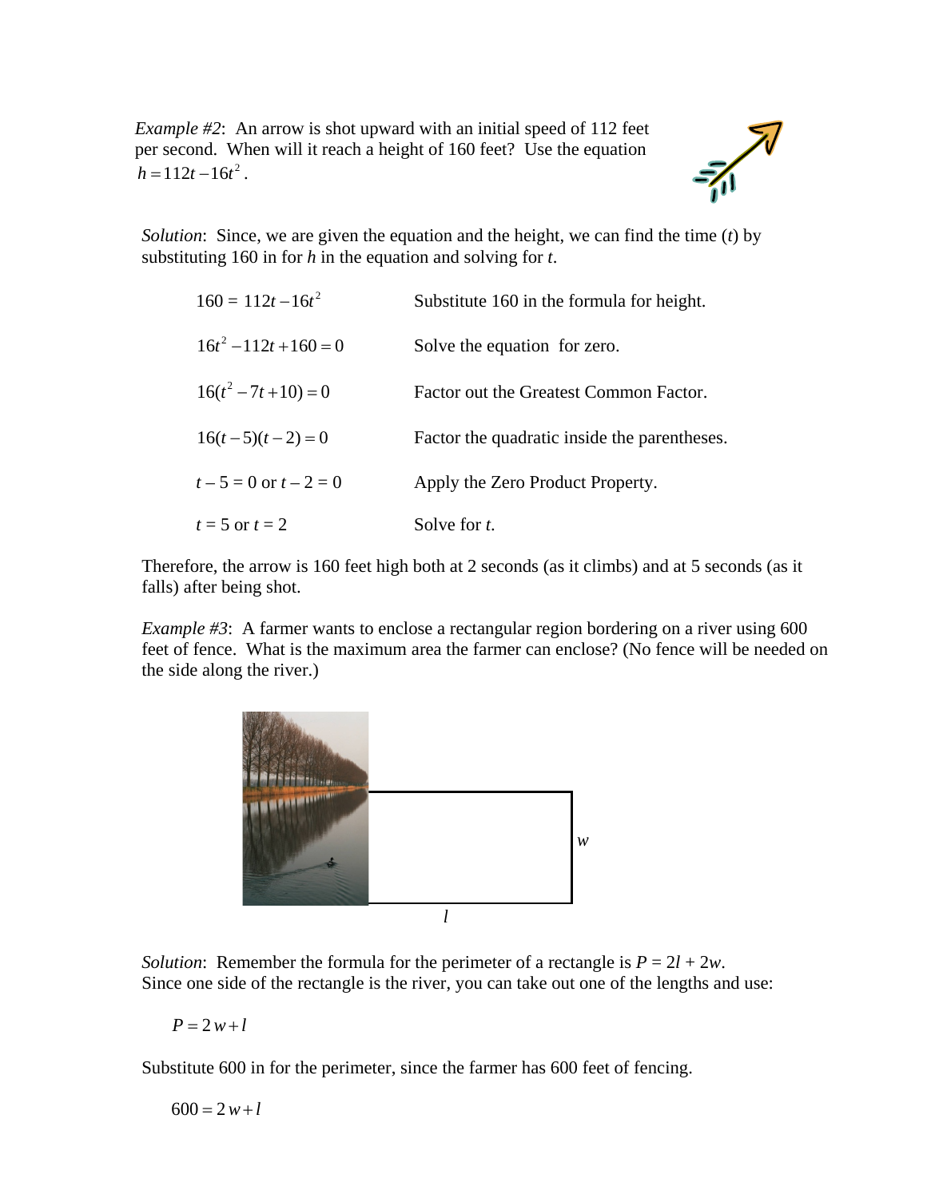*Example #2*: An arrow is shot upward with an initial speed of 112 feet per second. When will it reach a height of 160 feet? Use the equation $h = 112t - 16t^2$.

*Solution*: Since, we are given the equation and the height, we can find the time (*t*) by substituting 160 in for *h* in the equation and solving for *t*.

| | |
|---|---|
| $160 = 112t - 16t^2$ | Substitute 160 in the formula for height. |
| $16t^2 - 112t + 160 = 0$ | Solve the equation for zero. |
| $16(t^2 - 7t + 10) = 0$ | Factor out the Greatest Common Factor. |
| $16(t-5)(t-2) = 0$ | Factor the quadratic inside the parentheses. |
| $t - 5 = 0$ or $t - 2 = 0$ | Apply the Zero Product Property. |
| $t = 5$ or $t = 2$ | Solve for *t*. |

Therefore, the arrow is 160 feet high both at 2 seconds (as it climbs) and at 5 seconds (as it falls) after being shot.

*Example #3*: A farmer wants to enclose a rectangular region bordering on a river using 600 feet of fence. What is the maximum area the farmer can enclose? (No fence will be needed on the side along the river.)

*Solution*: Remember the formula for the perimeter of a rectangle is $P = 2l + 2w$.
Since one side of the rectangle is the river, you can take out one of the lengths and use:

$$P = 2w + l$$

Substitute 600 in for the perimeter, since the farmer has 600 feet of fencing.

$$600 = 2w + l$$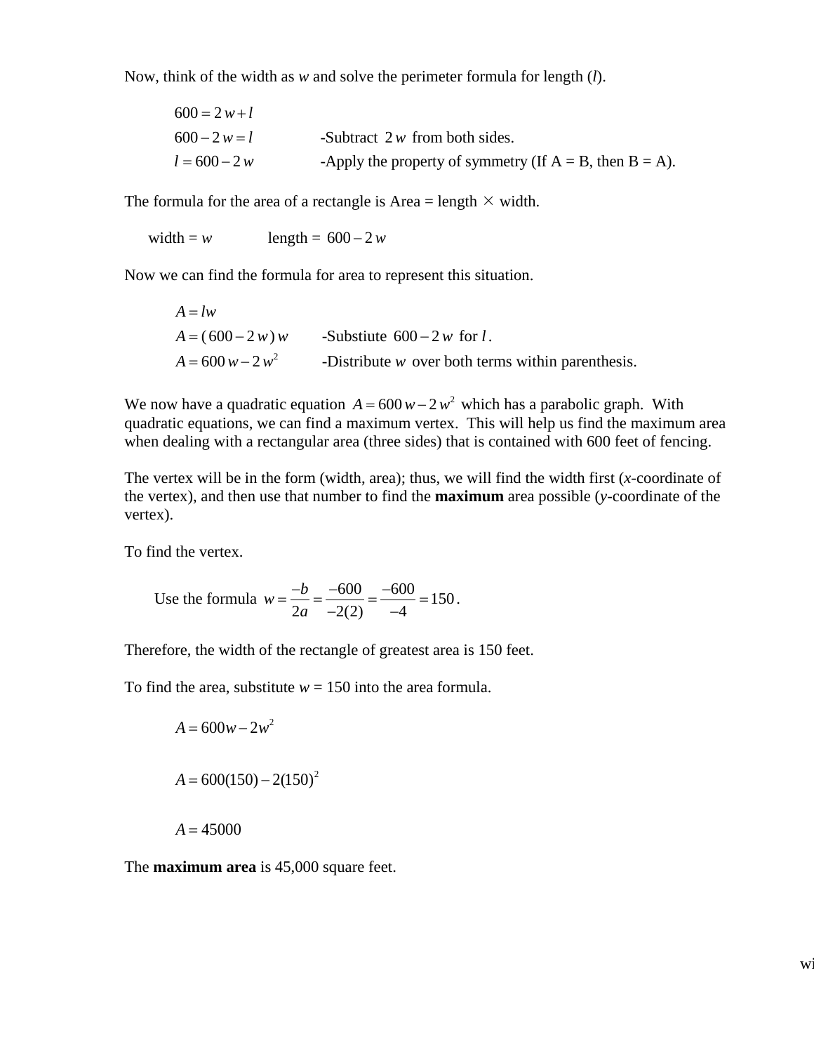Now, think of the width as *w* and solve the perimeter formula for length (*l*).

$600 = 2w + l$

$600 - 2w = l$ -Subtract $2w$ from both sides.

$l = 600 - 2w$ -Apply the property of symmetry (If A = B, then B = A).

The formula for the area of a rectangle is Area = length × width.

width = $w$ length = $600 - 2w$

Now we can find the formula for area to represent this situation.

$A = lw$

$A = (600 - 2w)w$ -Substiute $600 - 2w$ for $l$.

$A = 600w - 2w^2$ -Distribute $w$ over both terms within parenthesis.

We now have a quadratic equation $A = 600w - 2w^2$ which has a parabolic graph. With quadratic equations, we can find a maximum vertex. This will help us find the maximum area when dealing with a rectangular area (three sides) that is contained with 600 feet of fencing.

The vertex will be in the form (width, area); thus, we will find the width first (*x*-coordinate of the vertex), and then use that number to find the **maximum** area possible (*y*-coordinate of the vertex).

To find the vertex.

Use the formula $w = \frac{-b}{2a} = \frac{-600}{-2(2)} = \frac{-600}{-4} = 150$.

Therefore, the width of the rectangle of greatest area is 150 feet.

To find the area, substitute *w* = 150 into the area formula.

$A = 600w - 2w^2$

$A = 600(150) - 2(150)^2$

$A = 45000$

The **maximum area** is 45,000 square feet.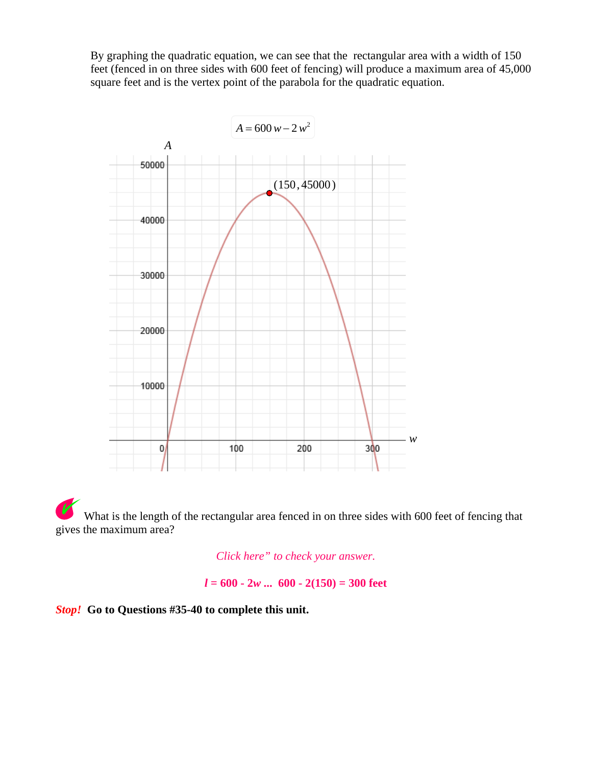By graphing the quadratic equation, we can see that the rectangular area with a width of 150 feet (fenced in on three sides with 600 feet of fencing) will produce a maximum area of 45,000 square feet and is the vertex point of the parabola for the quadratic equation.

$A = 600w - 2w^2$

A

50000

40000

30000

20000

10000

0

100

200

300

w

(150, 45000)

What is the length of the rectangular area fenced in on three sides with 600 feet of fencing that gives the maximum area?

*Click here" to check your answer.*

**$l$ = 600 - 2$w$ ... 600 - 2(150) = 300 feet**

***Stop!*** **Go to Questions #35-40 to complete this unit.**